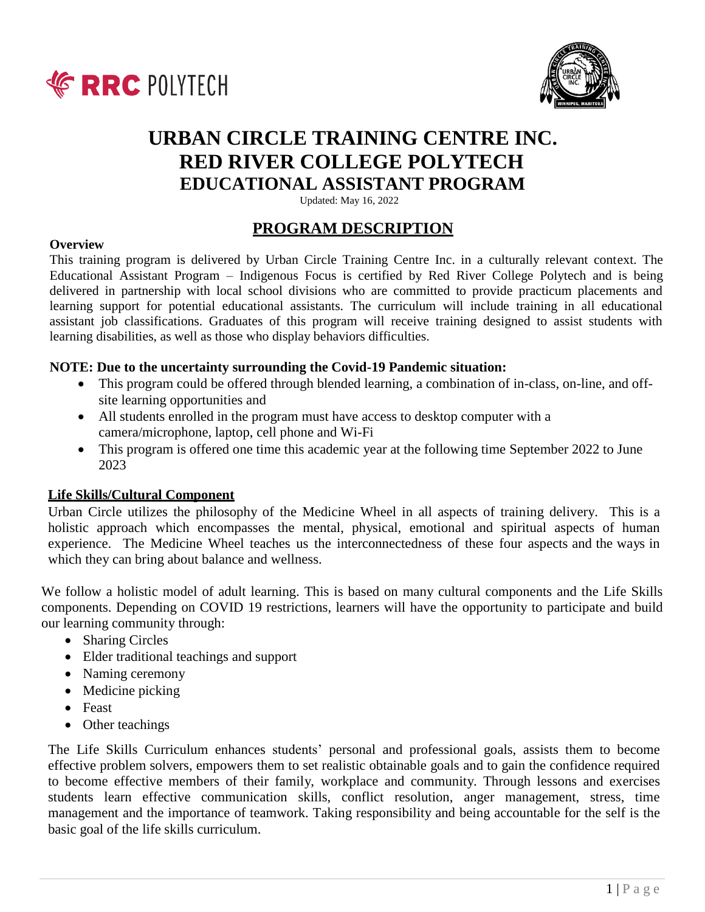# URBAN CIRCLE TRAINING CENTRE INC.
# RED RIVER COLLEGE POLYTECH
## EDUCATIONAL ASSISTANT PROGRAM

Updated: May 16, 2022

## PROGRAM DESCRIPTION

**Overview**

This training program is delivered by Urban Circle Training Centre Inc. in a culturally relevant context. The Educational Assistant Program – Indigenous Focus is certified by Red River College Polytech and is being delivered in partnership with local school divisions who are committed to provide practicum placements and learning support for potential educational assistants. The curriculum will include training in all educational assistant job classifications. Graduates of this program will receive training designed to assist students with learning disabilities, as well as those who display behaviors difficulties.

**NOTE: Due to the uncertainty surrounding the Covid-19 Pandemic situation:**

- This program could be offered through blended learning, a combination of in-class, on-line, and off-site learning opportunities and
- All students enrolled in the program must have access to desktop computer with a camera/microphone, laptop, cell phone and Wi-Fi
- This program is offered one time this academic year at the following time September 2022 to June 2023

### Life Skills/Cultural Component

Urban Circle utilizes the philosophy of the Medicine Wheel in all aspects of training delivery. This is a holistic approach which encompasses the mental, physical, emotional and spiritual aspects of human experience. The Medicine Wheel teaches us the interconnectedness of these four aspects and the ways in which they can bring about balance and wellness.

We follow a holistic model of adult learning. This is based on many cultural components and the Life Skills components. Depending on COVID 19 restrictions, learners will have the opportunity to participate and build our learning community through:

- Sharing Circles
- Elder traditional teachings and support
- Naming ceremony
- Medicine picking
- Feast
- Other teachings

The Life Skills Curriculum enhances students' personal and professional goals, assists them to become effective problem solvers, empowers them to set realistic obtainable goals and to gain the confidence required to become effective members of their family, workplace and community. Through lessons and exercises students learn effective communication skills, conflict resolution, anger management, stress, time management and the importance of teamwork. Taking responsibility and being accountable for the self is the basic goal of the life skills curriculum.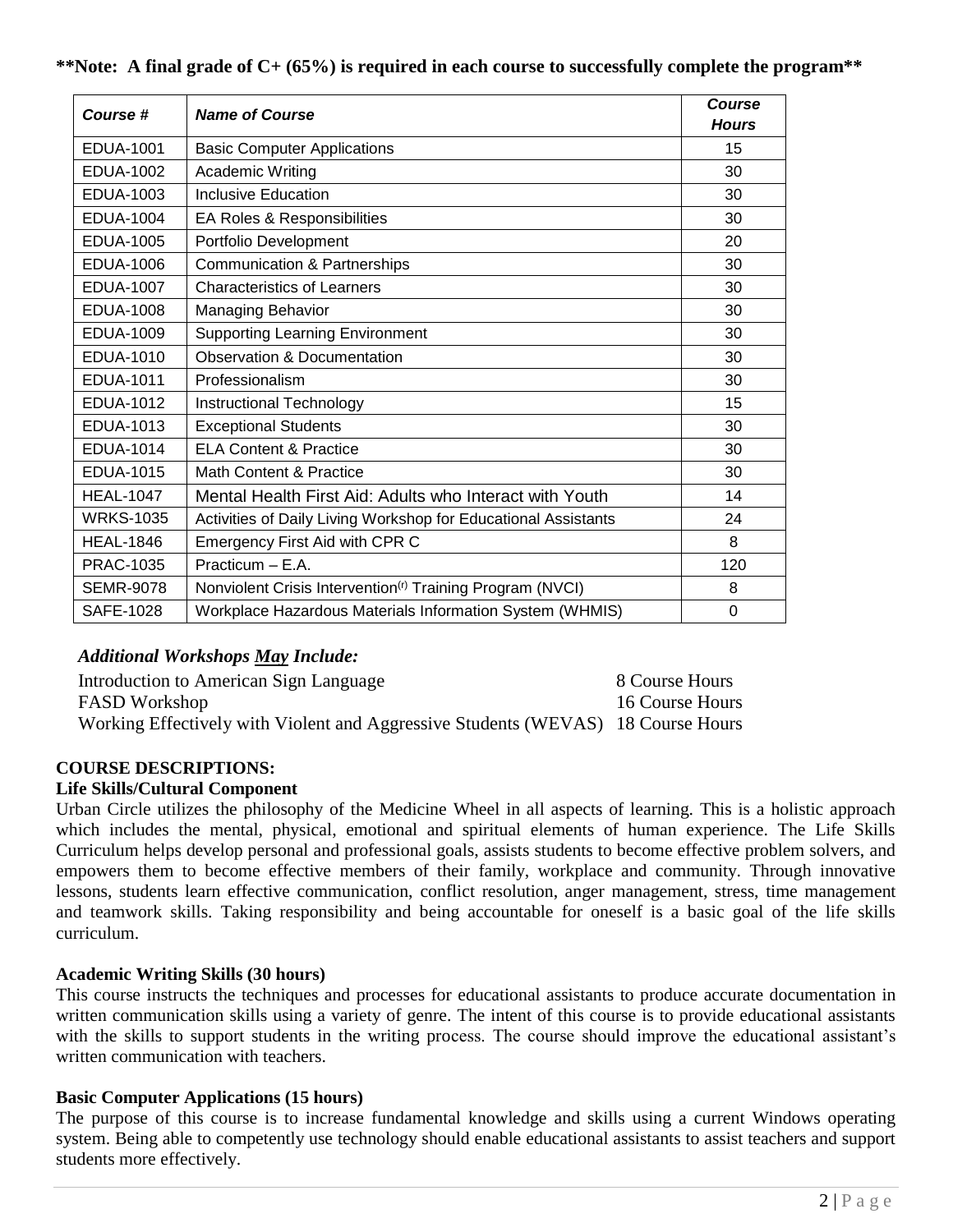**\*\*Note: A final grade of C+ (65%) is required in each course to successfully complete the program\*\***

| *Course #* | *Name of Course* | *Course Hours* |
|---|---|---|
| EDUA-1001 | Basic Computer Applications | 15 |
| EDUA-1002 | Academic Writing | 30 |
| EDUA-1003 | Inclusive Education | 30 |
| EDUA-1004 | EA Roles & Responsibilities | 30 |
| EDUA-1005 | Portfolio Development | 20 |
| EDUA-1006 | Communication & Partnerships | 30 |
| EDUA-1007 | Characteristics of Learners | 30 |
| EDUA-1008 | Managing Behavior | 30 |
| EDUA-1009 | Supporting Learning Environment | 30 |
| EDUA-1010 | Observation & Documentation | 30 |
| EDUA-1011 | Professionalism | 30 |
| EDUA-1012 | Instructional Technology | 15 |
| EDUA-1013 | Exceptional Students | 30 |
| EDUA-1014 | ELA Content & Practice | 30 |
| EDUA-1015 | Math Content & Practice | 30 |
| HEAL-1047 | Mental Health First Aid: Adults who Interact with Youth | 14 |
| WRKS-1035 | Activities of Daily Living Workshop for Educational Assistants | 24 |
| HEAL-1846 | Emergency First Aid with CPR C | 8 |
| PRAC-1035 | Practicum – E.A. | 120 |
| SEMR-9078 | Nonviolent Crisis Intervention(r) Training Program (NVCI) | 8 |
| SAFE-1028 | Workplace Hazardous Materials Information System (WHMIS) | 0 |

***Additional Workshops May Include:***

| | |
|---|---|
| Introduction to American Sign Language | 8 Course Hours |
| FASD Workshop | 16 Course Hours |
| Working Effectively with Violent and Aggressive Students (WEVAS) | 18 Course Hours |

**COURSE DESCRIPTIONS:**

**Life Skills/Cultural Component**

Urban Circle utilizes the philosophy of the Medicine Wheel in all aspects of learning. This is a holistic approach which includes the mental, physical, emotional and spiritual elements of human experience. The Life Skills Curriculum helps develop personal and professional goals, assists students to become effective problem solvers, and empowers them to become effective members of their family, workplace and community. Through innovative lessons, students learn effective communication, conflict resolution, anger management, stress, time management and teamwork skills. Taking responsibility and being accountable for oneself is a basic goal of the life skills curriculum.

**Academic Writing Skills (30 hours)**

This course instructs the techniques and processes for educational assistants to produce accurate documentation in written communication skills using a variety of genre. The intent of this course is to provide educational assistants with the skills to support students in the writing process. The course should improve the educational assistant's written communication with teachers.

**Basic Computer Applications (15 hours)**

The purpose of this course is to increase fundamental knowledge and skills using a current Windows operating system. Being able to competently use technology should enable educational assistants to assist teachers and support students more effectively.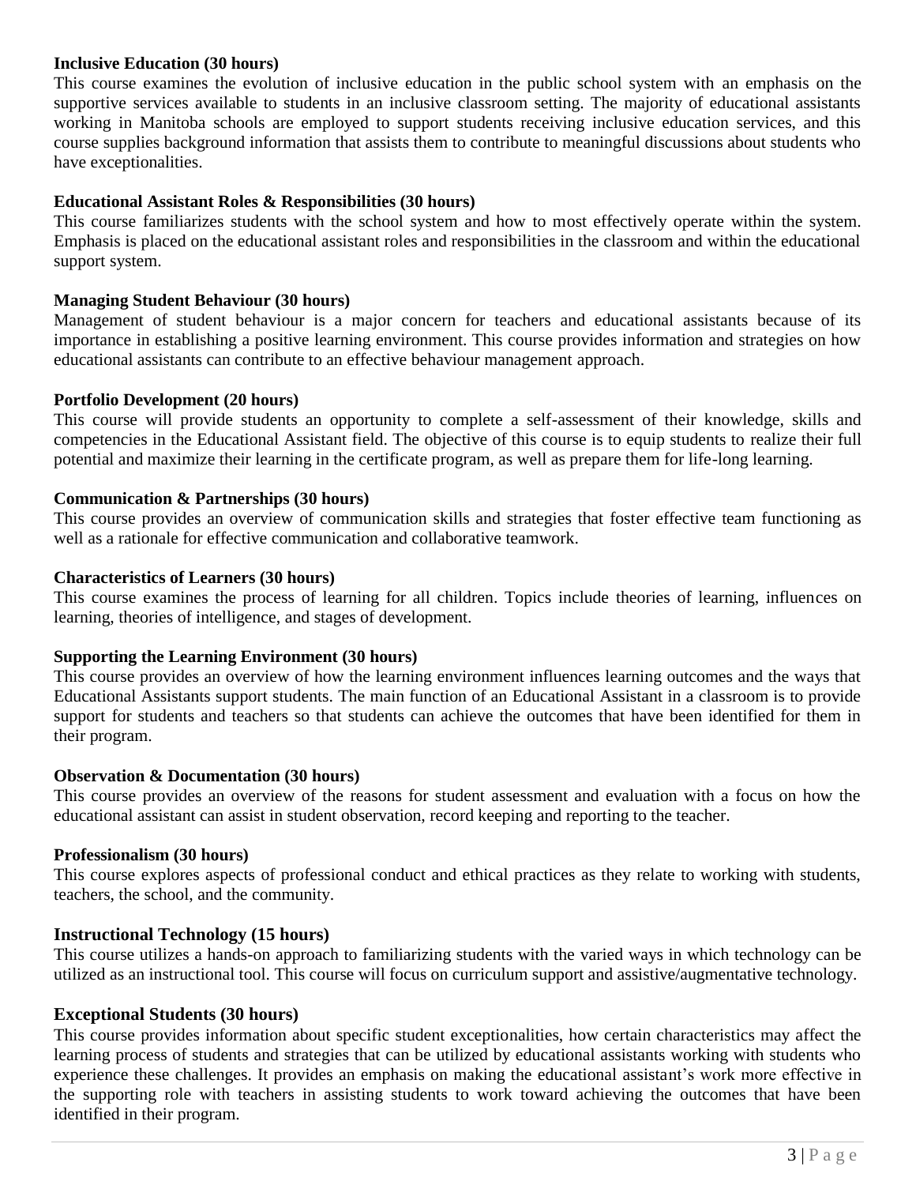**Inclusive Education (30 hours)**
This course examines the evolution of inclusive education in the public school system with an emphasis on the supportive services available to students in an inclusive classroom setting. The majority of educational assistants working in Manitoba schools are employed to support students receiving inclusive education services, and this course supplies background information that assists them to contribute to meaningful discussions about students who have exceptionalities.

**Educational Assistant Roles & Responsibilities (30 hours)**
This course familiarizes students with the school system and how to most effectively operate within the system. Emphasis is placed on the educational assistant roles and responsibilities in the classroom and within the educational support system.

**Managing Student Behaviour (30 hours)**
Management of student behaviour is a major concern for teachers and educational assistants because of its importance in establishing a positive learning environment. This course provides information and strategies on how educational assistants can contribute to an effective behaviour management approach.

**Portfolio Development (20 hours)**
This course will provide students an opportunity to complete a self-assessment of their knowledge, skills and competencies in the Educational Assistant field. The objective of this course is to equip students to realize their full potential and maximize their learning in the certificate program, as well as prepare them for life-long learning.

**Communication & Partnerships (30 hours)**
This course provides an overview of communication skills and strategies that foster effective team functioning as well as a rationale for effective communication and collaborative teamwork.

**Characteristics of Learners (30 hours)**
This course examines the process of learning for all children. Topics include theories of learning, influences on learning, theories of intelligence, and stages of development.

**Supporting the Learning Environment (30 hours)**
This course provides an overview of how the learning environment influences learning outcomes and the ways that Educational Assistants support students. The main function of an Educational Assistant in a classroom is to provide support for students and teachers so that students can achieve the outcomes that have been identified for them in their program.

**Observation & Documentation (30 hours)**
This course provides an overview of the reasons for student assessment and evaluation with a focus on how the educational assistant can assist in student observation, record keeping and reporting to the teacher.

**Professionalism (30 hours)**
This course explores aspects of professional conduct and ethical practices as they relate to working with students, teachers, the school, and the community.

**Instructional Technology (15 hours)**
This course utilizes a hands-on approach to familiarizing students with the varied ways in which technology can be utilized as an instructional tool. This course will focus on curriculum support and assistive/augmentative technology.

**Exceptional Students (30 hours)**
This course provides information about specific student exceptionalities, how certain characteristics may affect the learning process of students and strategies that can be utilized by educational assistants working with students who experience these challenges. It provides an emphasis on making the educational assistant's work more effective in the supporting role with teachers in assisting students to work toward achieving the outcomes that have been identified in their program.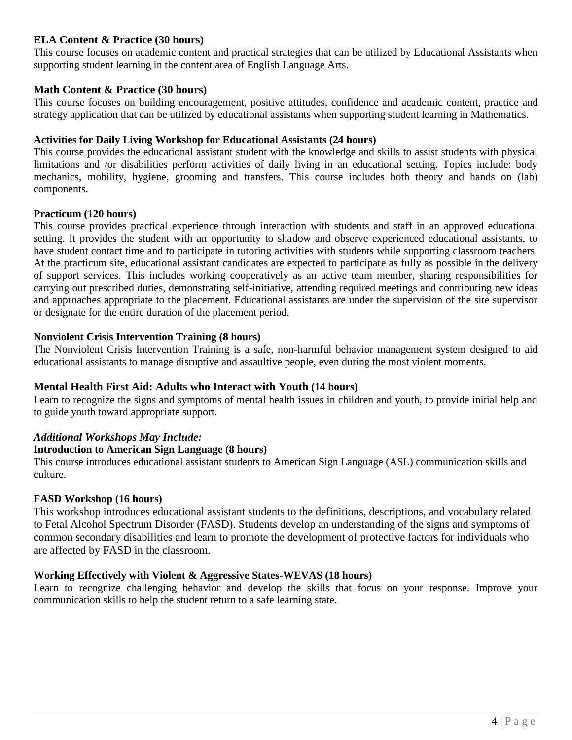**ELA Content & Practice (30 hours)**
This course focuses on academic content and practical strategies that can be utilized by Educational Assistants when supporting student learning in the content area of English Language Arts.

**Math Content & Practice (30 hours)**
This course focuses on building encouragement, positive attitudes, confidence and academic content, practice and strategy application that can be utilized by educational assistants when supporting student learning in Mathematics.

**Activities for Daily Living Workshop for Educational Assistants (24 hours)**
This course provides the educational assistant student with the knowledge and skills to assist students with physical limitations and /or disabilities perform activities of daily living in an educational setting. Topics include: body mechanics, mobility, hygiene, grooming and transfers. This course includes both theory and hands on (lab) components.

**Practicum (120 hours)**
This course provides practical experience through interaction with students and staff in an approved educational setting. It provides the student with an opportunity to shadow and observe experienced educational assistants, to have student contact time and to participate in tutoring activities with students while supporting classroom teachers. At the practicum site, educational assistant candidates are expected to participate as fully as possible in the delivery of support services. This includes working cooperatively as an active team member, sharing responsibilities for carrying out prescribed duties, demonstrating self-initiative, attending required meetings and contributing new ideas and approaches appropriate to the placement. Educational assistants are under the supervision of the site supervisor or designate for the entire duration of the placement period.

**Nonviolent Crisis Intervention Training (8 hours)**
The Nonviolent Crisis Intervention Training is a safe, non-harmful behavior management system designed to aid educational assistants to manage disruptive and assaultive people, even during the most violent moments.

**Mental Health First Aid: Adults who Interact with Youth (14 hours)**
Learn to recognize the signs and symptoms of mental health issues in children and youth, to provide initial help and to guide youth toward appropriate support.

***Additional Workshops May Include:***

**Introduction to American Sign Language (8 hours)**
This course introduces educational assistant students to American Sign Language (ASL) communication skills and culture.

**FASD Workshop (16 hours)**
This workshop introduces educational assistant students to the definitions, descriptions, and vocabulary related to Fetal Alcohol Spectrum Disorder (FASD). Students develop an understanding of the signs and symptoms of common secondary disabilities and learn to promote the development of protective factors for individuals who are affected by FASD in the classroom.

**Working Effectively with Violent & Aggressive States-WEVAS (18 hours)**
Learn to recognize challenging behavior and develop the skills that focus on your response. Improve your communication skills to help the student return to a safe learning state.